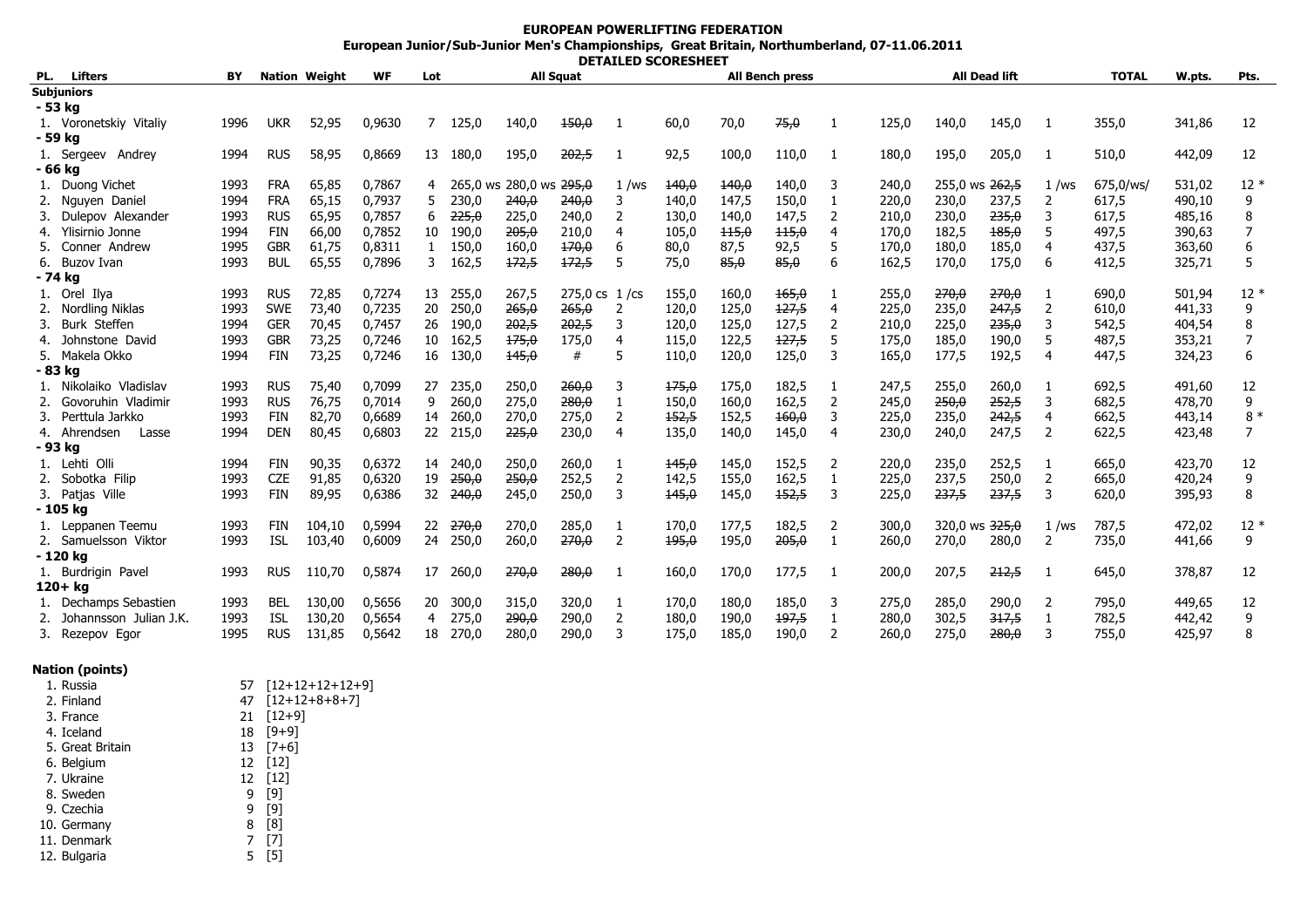# EUROPEAN POWERLIFTING FEDERATION

## European Junior/Sub-Junior Men's Championships, Great Britain, Northumberland, 07-11.06.2011

### DETAILED SCORESHEET

| PL. | Lifters | BY | Nation | Weight | WF | Lot | All Squat | | | | All Bench press | | | | All Dead lift | | | | TOTAL | W.pts. | Pts. |
|---|---|---|---|---|---|---|---|---|---|---|---|---|---|---|---|---|---|---|---|---|---|
| **Subjuniors** | | | | | | | | | | | | | | | | | | | | | |
| **- 53 kg** | | | | | | | | | | | | | | | | | | | | | |
| 1. | Voronetskiy Vitaliy | 1996 | UKR | 52,95 | 0,9630 | 7 | 125,0 | 140,0 | ~~150,0~~ | 1 | 60,0 | 70,0 | ~~75,0~~ | 1 | 125,0 | 140,0 | 145,0 | 1 | 355,0 | 341,86 | 12 |
| **- 59 kg** | | | | | | | | | | | | | | | | | | | | | |
| 1. | Sergeev Andrey | 1994 | RUS | 58,95 | 0,8669 | 13 | 180,0 | 195,0 | ~~202,5~~ | 1 | 92,5 | 100,0 | 110,0 | 1 | 180,0 | 195,0 | 205,0 | 1 | 510,0 | 442,09 | 12 |
| **- 66 kg** | | | | | | | | | | | | | | | | | | | | | |
| 1. | Duong Vichet | 1993 | FRA | 65,85 | 0,7867 | 4 | 265,0 ws | 280,0 ws | ~~295,0~~ | 1 /ws | ~~140,0~~ | ~~140,0~~ | 140,0 | 3 | 240,0 | 255,0 ws | ~~262,5~~ | 1 /ws | 675,0/ws/ | 531,02 | 12 * |
| 2. | Nguyen Daniel | 1994 | FRA | 65,15 | 0,7937 | 5 | 230,0 | ~~240,0~~ | ~~240,0~~ | 3 | 140,0 | 147,5 | 150,0 | 1 | 220,0 | 230,0 | 237,5 | 2 | 617,5 | 490,10 | 9 |
| 3. | Dulepov Alexander | 1993 | RUS | 65,95 | 0,7857 | 6 | ~~225,0~~ | 225,0 | 240,0 | 2 | 130,0 | 140,0 | 147,5 | 2 | 210,0 | 230,0 | ~~235,0~~ | 3 | 617,5 | 485,16 | 8 |
| 4. | Ylisirnio Jonne | 1994 | FIN | 66,00 | 0,7852 | 10 | 190,0 | ~~205,0~~ | 210,0 | 4 | 105,0 | ~~115,0~~ | ~~115,0~~ | 4 | 170,0 | 182,5 | ~~185,0~~ | 5 | 497,5 | 390,63 | 7 |
| 5. | Conner Andrew | 1995 | GBR | 61,75 | 0,8311 | 1 | 150,0 | 160,0 | ~~170,0~~ | 6 | 80,0 | 87,5 | 92,5 | 5 | 170,0 | 180,0 | 185,0 | 4 | 437,5 | 363,60 | 6 |
| 6. | Buzov Ivan | 1993 | BUL | 65,55 | 0,7896 | 3 | 162,5 | ~~172,5~~ | ~~172,5~~ | 5 | 75,0 | ~~85,0~~ | ~~85,0~~ | 6 | 162,5 | 170,0 | 175,0 | 6 | 412,5 | 325,71 | 5 |
| **- 74 kg** | | | | | | | | | | | | | | | | | | | | | |
| 1. | Orel Ilya | 1993 | RUS | 72,85 | 0,7274 | 13 | 255,0 | 267,5 | 275,0 cs | 1 /cs | 155,0 | 160,0 | ~~165,0~~ | 1 | 255,0 | ~~270,0~~ | ~~270,0~~ | 1 | 690,0 | 501,94 | 12 * |
| 2. | Nordling Niklas | 1993 | SWE | 73,40 | 0,7235 | 20 | 250,0 | ~~265,0~~ | ~~265,0~~ | 2 | 120,0 | 125,0 | ~~127,5~~ | 4 | 225,0 | 235,0 | ~~247,5~~ | 2 | 610,0 | 441,33 | 9 |
| 3. | Burk Steffen | 1994 | GER | 70,45 | 0,7457 | 26 | 190,0 | ~~202,5~~ | ~~202,5~~ | 3 | 120,0 | 125,0 | 127,5 | 2 | 210,0 | 225,0 | ~~235,0~~ | 3 | 542,5 | 404,54 | 8 |
| 4. | Johnstone David | 1993 | GBR | 73,25 | 0,7246 | 10 | 162,5 | ~~175,0~~ | 175,0 | 4 | 115,0 | 122,5 | ~~127,5~~ | 5 | 175,0 | 185,0 | 190,0 | 5 | 487,5 | 353,21 | 7 |
| 5. | Makela Okko | 1994 | FIN | 73,25 | 0,7246 | 16 | 130,0 | ~~145,0~~ | # | 5 | 110,0 | 120,0 | 125,0 | 3 | 165,0 | 177,5 | 192,5 | 4 | 447,5 | 324,23 | 6 |
| **- 83 kg** | | | | | | | | | | | | | | | | | | | | | |
| 1. | Nikolaiko Vladislav | 1993 | RUS | 75,40 | 0,7099 | 27 | 235,0 | 250,0 | ~~260,0~~ | 3 | ~~175,0~~ | 175,0 | 182,5 | 1 | 247,5 | 255,0 | 260,0 | 1 | 692,5 | 491,60 | 12 |
| 2. | Govoruhin Vladimir | 1993 | RUS | 76,75 | 0,7014 | 9 | 260,0 | 275,0 | ~~280,0~~ | 1 | 150,0 | 160,0 | 162,5 | 2 | 245,0 | ~~250,0~~ | ~~252,5~~ | 3 | 682,5 | 478,70 | 9 |
| 3. | Perttula Jarkko | 1993 | FIN | 82,70 | 0,6689 | 14 | 260,0 | 270,0 | 275,0 | 2 | ~~152,5~~ | 152,5 | ~~160,0~~ | 3 | 225,0 | 235,0 | ~~242,5~~ | 4 | 662,5 | 443,14 | 8 * |
| 4. | Ahrendsen Lasse | 1994 | DEN | 80,45 | 0,6803 | 22 | 215,0 | ~~225,0~~ | 230,0 | 4 | 135,0 | 140,0 | 145,0 | 4 | 230,0 | 240,0 | 247,5 | 2 | 622,5 | 423,48 | 7 |
| **- 93 kg** | | | | | | | | | | | | | | | | | | | | | |
| 1. | Lehti Olli | 1994 | FIN | 90,35 | 0,6372 | 14 | 240,0 | 250,0 | 260,0 | 1 | ~~145,0~~ | 145,0 | 152,5 | 2 | 220,0 | 235,0 | 252,5 | 1 | 665,0 | 423,70 | 12 |
| 2. | Sobotka Filip | 1993 | CZE | 91,85 | 0,6320 | 19 | ~~250,0~~ | ~~250,0~~ | 252,5 | 2 | 142,5 | 155,0 | 162,5 | 1 | 225,0 | 237,5 | 250,0 | 2 | 665,0 | 420,24 | 9 |
| 3. | Patjas Ville | 1993 | FIN | 89,95 | 0,6386 | 32 | ~~240,0~~ | 245,0 | 250,0 | 3 | ~~145,0~~ | 145,0 | ~~152,5~~ | 3 | 225,0 | ~~237,5~~ | ~~237,5~~ | 3 | 620,0 | 395,93 | 8 |
| **- 105 kg** | | | | | | | | | | | | | | | | | | | | | |
| 1. | Leppanen Teemu | 1993 | FIN | 104,10 | 0,5994 | 22 | ~~270,0~~ | 270,0 | 285,0 | 1 | 170,0 | 177,5 | 182,5 | 2 | 300,0 | 320,0 ws | ~~325,0~~ | 1 /ws | 787,5 | 472,02 | 12 * |
| 2. | Samuelsson Viktor | 1993 | ISL | 103,40 | 0,6009 | 24 | 250,0 | 260,0 | ~~270,0~~ | 2 | ~~195,0~~ | 195,0 | ~~205,0~~ | 1 | 260,0 | 270,0 | 280,0 | 2 | 735,0 | 441,66 | 9 |
| **- 120 kg** | | | | | | | | | | | | | | | | | | | | | |
| 1. | Burdrigin Pavel | 1993 | RUS | 110,70 | 0,5874 | 17 | 260,0 | ~~270,0~~ | ~~280,0~~ | 1 | 160,0 | 170,0 | 177,5 | 1 | 200,0 | 207,5 | ~~212,5~~ | 1 | 645,0 | 378,87 | 12 |
| **120+ kg** | | | | | | | | | | | | | | | | | | | | | |
| 1. | Dechamps Sebastien | 1993 | BEL | 130,00 | 0,5656 | 20 | 300,0 | 315,0 | 320,0 | 1 | 170,0 | 180,0 | 185,0 | 3 | 275,0 | 285,0 | 290,0 | 2 | 795,0 | 449,65 | 12 |
| 2. | Johannsson Julian J.K. | 1993 | ISL | 130,20 | 0,5654 | 4 | 275,0 | ~~290,0~~ | 290,0 | 2 | 180,0 | 190,0 | ~~197,5~~ | 1 | 280,0 | 302,5 | ~~317,5~~ | 1 | 782,5 | 442,42 | 9 |
| 3. | Rezepov Egor | 1995 | RUS | 131,85 | 0,5642 | 18 | 270,0 | 280,0 | 290,0 | 3 | 175,0 | 185,0 | 190,0 | 2 | 260,0 | 275,0 | ~~280,0~~ | 3 | 755,0 | 425,97 | 8 |

**Nation (points)**

| | Nation | Points | |
|---|---|---|---|
| 1. | Russia | 57 | [12+12+12+12+9] |
| 2. | Finland | 47 | [12+12+8+8+7] |
| 3. | France | 21 | [12+9] |
| 4. | Iceland | 18 | [9+9] |
| 5. | Great Britain | 13 | [7+6] |
| 6. | Belgium | 12 | [12] |
| 7. | Ukraine | 12 | [12] |
| 8. | Sweden | 9 | [9] |
| 9. | Czechia | 9 | [9] |
| 10. | Germany | 8 | [8] |
| 11. | Denmark | 7 | [7] |
| 12. | Bulgaria | 5 | [5] |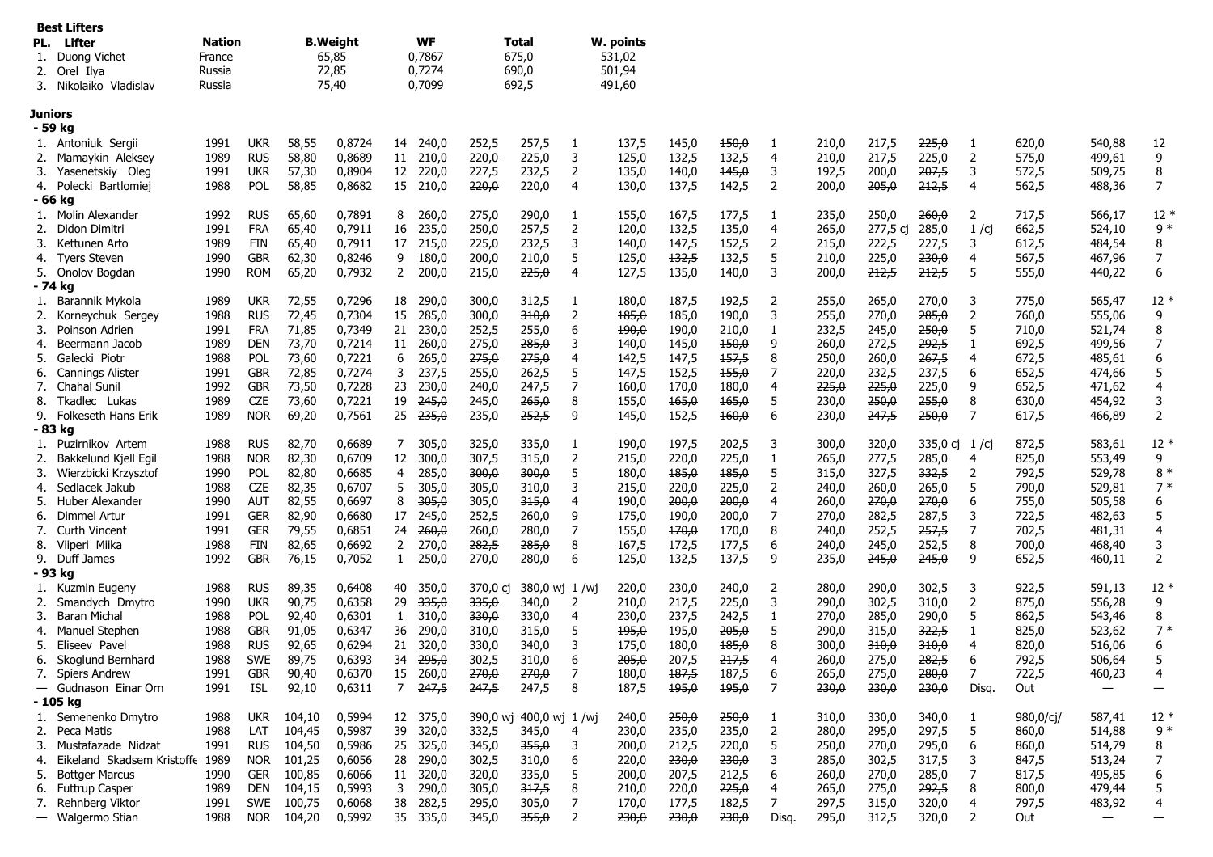**Best Lifters**

| PL. | Lifter | Nation | B.Weight | WF | Total | W. points |
|---|---|---|---|---|---|---|
| 1. | Duong Vichet | France | 65,85 | 0,7867 | 675,0 | 531,02 |
| 2. | Orel Ilya | Russia | 72,85 | 0,7274 | 690,0 | 501,94 |
| 3. | Nikolaiko Vladislav | Russia | 75,40 | 0,7099 | 692,5 | 491,60 |

**Juniors**

| | | | | | | | | | | | | | | | | | | | | | |
|---|---|---|---|---|---|---|---|---|---|---|---|---|---|---|---|---|---|---|---|---|---|
| **- 59 kg** | | | | | | | | | | | | | | | | | | | | | |
| 1. | Antoniuk Sergii | 1991 | UKR | 58,55 | 0,8724 | 14 | 240,0 | 252,5 | 257,5 | 1 | 137,5 | 145,0 | ~~150,0~~ | 1 | 210,0 | 217,5 | ~~225,0~~ | 1 | 620,0 | 540,88 | 12 |
| 2. | Mamaykin Aleksey | 1989 | RUS | 58,80 | 0,8689 | 11 | 210,0 | ~~220,0~~ | 225,0 | 3 | 125,0 | ~~132,5~~ | 132,5 | 4 | 210,0 | 217,5 | ~~225,0~~ | 2 | 575,0 | 499,61 | 9 |
| 3. | Yasenetskiy Oleg | 1991 | UKR | 57,30 | 0,8904 | 12 | 220,0 | 227,5 | 232,5 | 2 | 135,0 | 140,0 | ~~145,0~~ | 3 | 192,5 | 200,0 | ~~207,5~~ | 3 | 572,5 | 509,75 | 8 |
| 4. | Polecki Bartlomiej | 1988 | POL | 58,85 | 0,8682 | 15 | 210,0 | ~~220,0~~ | 220,0 | 4 | 130,0 | 137,5 | 142,5 | 2 | 200,0 | ~~205,0~~ | ~~212,5~~ | 4 | 562,5 | 488,36 | 7 |
| **- 66 kg** | | | | | | | | | | | | | | | | | | | | | |
| 1. | Molin Alexander | 1992 | RUS | 65,60 | 0,7891 | 8 | 260,0 | 275,0 | 290,0 | 1 | 155,0 | 167,5 | 177,5 | 1 | 235,0 | 250,0 | ~~260,0~~ | 2 | 717,5 | 566,17 | 12 * |
| 2. | Didon Dimitri | 1991 | FRA | 65,40 | 0,7911 | 16 | 235,0 | 250,0 | ~~257,5~~ | 2 | 120,0 | 132,5 | 135,0 | 4 | 265,0 | 277,5 cj | ~~285,0~~ | 1 /cj | 662,5 | 524,10 | 9 * |
| 3. | Kettunen Arto | 1989 | FIN | 65,40 | 0,7911 | 17 | 215,0 | 225,0 | 232,5 | 3 | 140,0 | 147,5 | 152,5 | 2 | 215,0 | 222,5 | 227,5 | 3 | 612,5 | 484,54 | 8 |
| 4. | Tyers Steven | 1990 | GBR | 62,30 | 0,8246 | 9 | 180,0 | 200,0 | 210,0 | 5 | 125,0 | ~~132,5~~ | 132,5 | 5 | 210,0 | 225,0 | ~~230,0~~ | 4 | 567,5 | 467,96 | 7 |
| 5. | Onolov Bogdan | 1990 | ROM | 65,20 | 0,7932 | 2 | 200,0 | 215,0 | ~~225,0~~ | 4 | 127,5 | 135,0 | 140,0 | 3 | 200,0 | ~~212,5~~ | 212,5 | 5 | 555,0 | 440,22 | 6 |
| **- 74 kg** | | | | | | | | | | | | | | | | | | | | | |
| 1. | Barannik Mykola | 1989 | UKR | 72,55 | 0,7296 | 18 | 290,0 | 300,0 | 312,5 | 1 | 180,0 | 187,5 | 192,5 | 2 | 255,0 | 265,0 | 270,0 | 3 | 775,0 | 565,47 | 12 * |
| 2. | Korneychuk Sergey | 1988 | RUS | 72,45 | 0,7304 | 15 | 285,0 | 300,0 | ~~310,0~~ | 2 | ~~185,0~~ | 185,0 | 190,0 | 3 | 255,0 | 270,0 | ~~285,0~~ | 2 | 760,0 | 555,06 | 9 |
| 3. | Poinson Adrien | 1991 | FRA | 71,85 | 0,7349 | 21 | 230,0 | 252,5 | 255,0 | 6 | ~~190,0~~ | 190,0 | 210,0 | 1 | 232,5 | 245,0 | ~~250,0~~ | 5 | 710,0 | 521,74 | 8 |
| 4. | Beermann Jacob | 1989 | DEN | 73,70 | 0,7214 | 11 | 260,0 | 275,0 | ~~285,0~~ | 3 | 140,0 | 145,0 | ~~150,0~~ | 9 | 260,0 | 272,5 | ~~292,5~~ | 1 | 692,5 | 499,56 | 7 |
| 5. | Galecki Piotr | 1988 | POL | 73,60 | 0,7221 | 6 | 265,0 | ~~275,0~~ | ~~275,0~~ | 4 | 142,5 | 147,5 | ~~157,5~~ | 8 | 250,0 | 260,0 | ~~267,5~~ | 4 | 672,5 | 485,61 | 6 |
| 6. | Cannings Alister | 1991 | GBR | 72,85 | 0,7274 | 3 | 237,5 | 255,0 | 262,5 | 5 | 147,5 | 152,5 | ~~155,0~~ | 7 | 220,0 | 232,5 | 237,5 | 6 | 652,5 | 474,66 | 5 |
| 7. | Chahal Sunil | 1992 | GBR | 73,50 | 0,7228 | 23 | 230,0 | 240,0 | 247,5 | 7 | 160,0 | 170,0 | 180,0 | 4 | ~~225,0~~ | ~~225,0~~ | 225,0 | 9 | 652,5 | 471,62 | 4 |
| 8. | Tkadlec Lukas | 1989 | CZE | 73,60 | 0,7221 | 19 | ~~245,0~~ | 245,0 | ~~265,0~~ | 8 | 155,0 | ~~165,0~~ | ~~165,0~~ | 5 | 230,0 | ~~250,0~~ | ~~255,0~~ | 8 | 630,0 | 454,92 | 3 |
| 9. | Folkeseth Hans Erik | 1989 | NOR | 69,20 | 0,7561 | 25 | ~~235,0~~ | 235,0 | ~~252,5~~ | 9 | 145,0 | 152,5 | ~~160,0~~ | 6 | 230,0 | ~~247,5~~ | ~~250,0~~ | 7 | 617,5 | 466,89 | 2 |
| **- 83 kg** | | | | | | | | | | | | | | | | | | | | | |
| 1. | Puzirnikov Artem | 1988 | RUS | 82,70 | 0,6689 | 7 | 305,0 | 325,0 | 335,0 | 1 | 190,0 | 197,5 | 202,5 | 3 | 300,0 | 320,0 | 335,0 cj | 1 /cj | 872,5 | 583,61 | 12 * |
| 2. | Bakkelund Kjell Egil | 1988 | NOR | 82,30 | 0,6709 | 12 | 300,0 | 307,5 | 315,0 | 2 | 215,0 | 220,0 | 225,0 | 1 | 265,0 | 277,5 | 285,0 | 4 | 825,0 | 553,49 | 9 |
| 3. | Wierzbicki Krzysztof | 1990 | POL | 82,80 | 0,6685 | 4 | 285,0 | ~~300,0~~ | ~~300,0~~ | 5 | 180,0 | ~~185,0~~ | ~~185,0~~ | 5 | 315,0 | 327,5 | ~~332,5~~ | 2 | 792,5 | 529,78 | 8 * |
| 4. | Sedlacek Jakub | 1988 | CZE | 82,35 | 0,6707 | 5 | ~~305,0~~ | 305,0 | ~~310,0~~ | 3 | 215,0 | 220,0 | 225,0 | 2 | 240,0 | 260,0 | ~~265,0~~ | 5 | 790,0 | 529,81 | 7 * |
| 5. | Huber Alexander | 1990 | AUT | 82,55 | 0,6697 | 8 | ~~305,0~~ | 305,0 | ~~315,0~~ | 4 | 190,0 | ~~200,0~~ | ~~200,0~~ | 4 | 260,0 | ~~270,0~~ | ~~270,0~~ | 6 | 755,0 | 505,58 | 6 |
| 6. | Dimmel Artur | 1991 | GER | 82,90 | 0,6680 | 17 | 245,0 | 252,5 | 260,0 | 9 | 175,0 | ~~190,0~~ | ~~200,0~~ | 7 | 270,0 | 282,5 | 287,5 | 3 | 722,5 | 482,63 | 5 |
| 7. | Curth Vincent | 1991 | GER | 79,55 | 0,6851 | 24 | ~~260,0~~ | 260,0 | 280,0 | 7 | 155,0 | ~~170,0~~ | 170,0 | 8 | 240,0 | 252,5 | ~~257,5~~ | 7 | 702,5 | 481,31 | 4 |
| 8. | Viiperi Miika | 1988 | FIN | 82,65 | 0,6692 | 2 | 270,0 | ~~282,5~~ | ~~285,0~~ | 8 | 167,5 | 172,5 | 177,5 | 6 | 240,0 | 245,0 | 252,5 | 8 | 700,0 | 468,40 | 3 |
| 9. | Duff James | 1992 | GBR | 76,15 | 0,7052 | 1 | 250,0 | 270,0 | 280,0 | 6 | 125,0 | 132,5 | 137,5 | 9 | 235,0 | ~~245,0~~ | ~~245,0~~ | 9 | 652,5 | 460,11 | 2 |
| **- 93 kg** | | | | | | | | | | | | | | | | | | | | | |
| 1. | Kuzmin Eugeny | 1988 | RUS | 89,35 | 0,6408 | 40 | 350,0 | 370,0 cj | 380,0 wj | 1 /wj | 220,0 | 230,0 | 240,0 | 2 | 280,0 | 290,0 | 302,5 | 3 | 922,5 | 591,13 | 12 * |
| 2. | Smandych Dmytro | 1990 | UKR | 90,75 | 0,6358 | 29 | ~~335,0~~ | ~~335,0~~ | 340,0 | 2 | 210,0 | 217,5 | 225,0 | 3 | 290,0 | 302,5 | 310,0 | 2 | 875,0 | 556,28 | 9 |
| 3. | Baran Michal | 1988 | POL | 92,40 | 0,6301 | 1 | 310,0 | ~~330,0~~ | 330,0 | 4 | 230,0 | 237,5 | 242,5 | 1 | 270,0 | 285,0 | 290,0 | 5 | 862,5 | 543,46 | 8 |
| 4. | Manuel Stephen | 1988 | GBR | 91,05 | 0,6347 | 36 | 290,0 | 310,0 | 315,0 | 5 | ~~195,0~~ | 195,0 | ~~205,0~~ | 5 | 290,0 | 315,0 | ~~322,5~~ | 1 | 825,0 | 523,62 | 7 * |
| 5. | Eliseev Pavel | 1988 | RUS | 92,65 | 0,6294 | 21 | 320,0 | 330,0 | 340,0 | 3 | 175,0 | 180,0 | ~~185,0~~ | 8 | 300,0 | ~~310,0~~ | ~~310,0~~ | 4 | 820,0 | 516,06 | 6 |
| 6. | Skoglund Bernhard | 1988 | SWE | 89,75 | 0,6393 | 34 | ~~295,0~~ | 302,5 | 310,0 | 6 | ~~205,0~~ | 207,5 | ~~217,5~~ | 4 | 260,0 | 275,0 | ~~282,5~~ | 6 | 792,5 | 506,64 | 5 |
| 7. | Spiers Andrew | 1991 | GBR | 90,40 | 0,6370 | 15 | 260,0 | ~~270,0~~ | ~~270,0~~ | 7 | 180,0 | ~~187,5~~ | 187,5 | 6 | 265,0 | 275,0 | ~~280,0~~ | 7 | 722,5 | 460,23 | 4 |
| — | Gudnason Einar Orn | 1991 | ISL | 92,10 | 0,6311 | 7 | ~~247,5~~ | ~~247,5~~ | 247,5 | 8 | 187,5 | ~~195,0~~ | ~~195,0~~ | 7 | ~~230,0~~ | ~~230,0~~ | ~~230,0~~ | Disq. | Out | — | — |
| **- 105 kg** | | | | | | | | | | | | | | | | | | | | | |
| 1. | Semenenko Dmytro | 1988 | UKR | 104,10 | 0,5994 | 12 | 375,0 | 390,0 wj | 400,0 wj | 1 /wj | 240,0 | ~~250,0~~ | ~~250,0~~ | 1 | 310,0 | 330,0 | 340,0 | 1 | 980,0/cj/ | 587,41 | 12 * |
| 2. | Peca Matis | 1988 | LAT | 104,45 | 0,5987 | 39 | 320,0 | 332,5 | ~~345,0~~ | 4 | 230,0 | ~~235,0~~ | ~~235,0~~ | 2 | 280,0 | 295,0 | 297,5 | 5 | 860,0 | 514,88 | 9 * |
| 3. | Mustafazade Nidzat | 1991 | RUS | 104,50 | 0,5986 | 25 | 325,0 | 345,0 | ~~355,0~~ | 3 | 200,0 | 212,5 | 220,0 | 5 | 250,0 | 270,0 | 295,0 | 6 | 860,0 | 514,79 | 8 |
| 4. | Eikeland Skadsem Kristoffe | 1989 | NOR | 101,25 | 0,6056 | 28 | 290,0 | 302,5 | 310,0 | 6 | 220,0 | ~~230,0~~ | ~~230,0~~ | 3 | 285,0 | 302,5 | 317,5 | 3 | 847,5 | 513,24 | 7 |
| 5. | Bottger Marcus | 1990 | GER | 100,85 | 0,6066 | 11 | ~~320,0~~ | 320,0 | ~~335,0~~ | 5 | 200,0 | 207,5 | 212,5 | 6 | 260,0 | 270,0 | 285,0 | 7 | 817,5 | 495,85 | 6 |
| 6. | Futtrup Casper | 1989 | DEN | 104,15 | 0,5993 | 3 | 290,0 | 305,0 | ~~317,5~~ | 8 | 210,0 | 220,0 | ~~225,0~~ | 4 | 265,0 | 275,0 | ~~292,5~~ | 8 | 800,0 | 479,44 | 5 |
| 7. | Rehnberg Viktor | 1991 | SWE | 100,75 | 0,6068 | 38 | 282,5 | 295,0 | 305,0 | 7 | 170,0 | 177,5 | ~~182,5~~ | 7 | 297,5 | 315,0 | ~~320,0~~ | 4 | 797,5 | 483,92 | 4 |
| — | Walgermo Stian | 1988 | NOR | 104,20 | 0,5992 | 35 | 335,0 | 345,0 | ~~355,0~~ | 2 | ~~230,0~~ | ~~230,0~~ | ~~230,0~~ | Disq. | 295,0 | 312,5 | 320,0 | 2 | Out | — | — |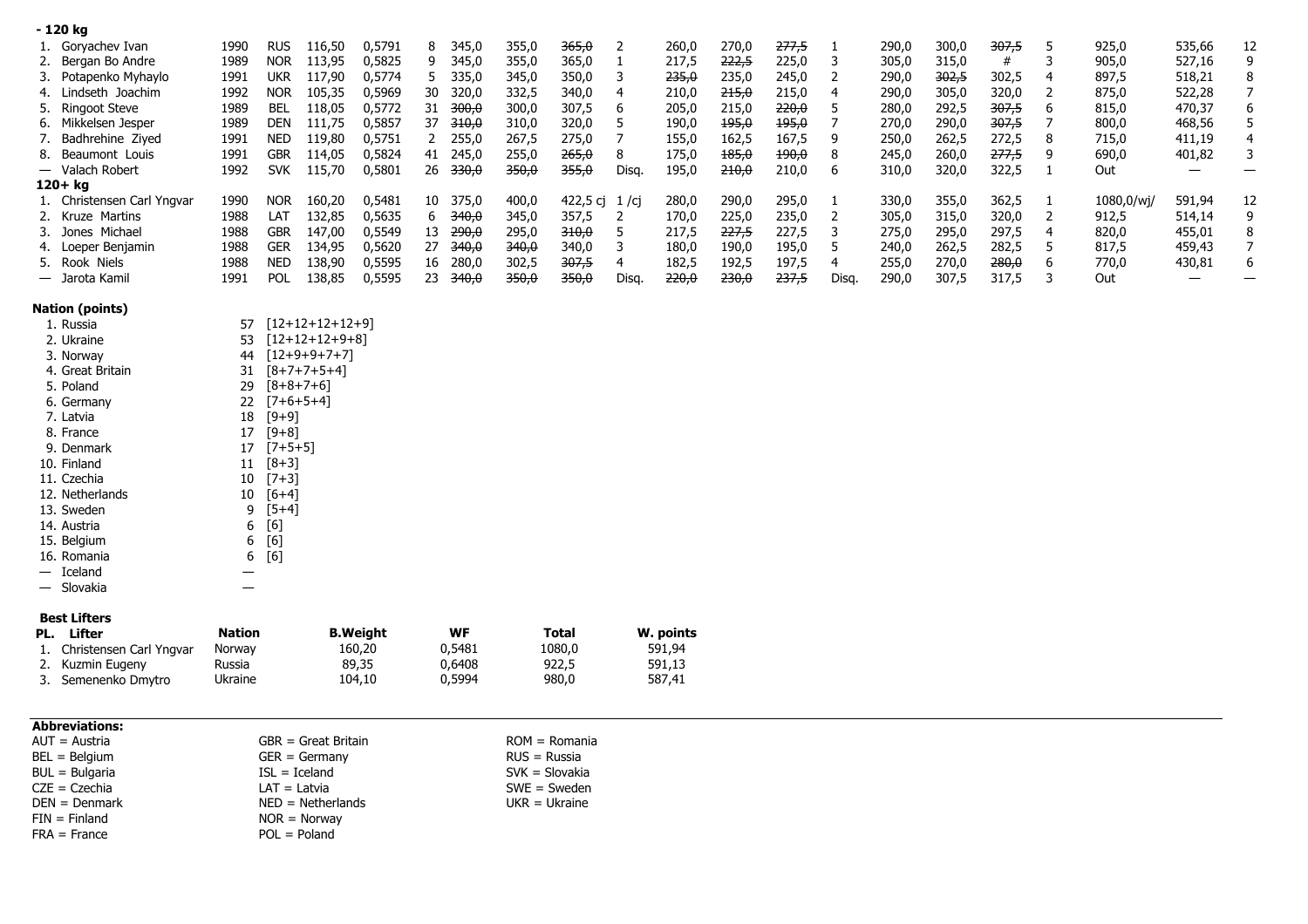**- 120 kg**

| | | | | | | | | | | | | | | | | | | | | | |
|---|---|---|---|---|---|---|---|---|---|---|---|---|---|---|---|---|---|---|---|---|---|
| 1. | Goryachev Ivan | 1990 | RUS | 116,50 | 0,5791 | 8 | 345,0 | 355,0 | ~~365,0~~ | 2 | 260,0 | 270,0 | ~~277,5~~ | 1 | 290,0 | 300,0 | ~~307,5~~ | 5 | 925,0 | 535,66 | 12 |
| 2. | Bergan Bo Andre | 1989 | NOR | 113,95 | 0,5825 | 9 | 345,0 | 355,0 | 365,0 | 1 | 217,5 | ~~222,5~~ | 225,0 | 3 | 305,0 | 315,0 | # | 3 | 905,0 | 527,16 | 9 |
| 3. | Potapenko Myhaylo | 1991 | UKR | 117,90 | 0,5774 | 5 | 335,0 | 345,0 | 350,0 | 3 | ~~235,0~~ | 235,0 | 245,0 | 2 | 290,0 | ~~302,5~~ | 302,5 | 4 | 897,5 | 518,21 | 8 |
| 4. | Lindseth Joachim | 1992 | NOR | 105,35 | 0,5969 | 30 | 320,0 | 332,5 | 340,0 | 4 | 210,0 | ~~215,0~~ | 215,0 | 4 | 290,0 | 305,0 | 320,0 | 2 | 875,0 | 522,28 | 7 |
| 5. | Ringoot Steve | 1989 | BEL | 118,05 | 0,5772 | 31 | ~~300,0~~ | 300,0 | 307,5 | 6 | 205,0 | 215,0 | ~~220,0~~ | 5 | 280,0 | 292,5 | ~~307,5~~ | 6 | 815,0 | 470,37 | 6 |
| 6. | Mikkelsen Jesper | 1989 | DEN | 111,75 | 0,5857 | 37 | ~~310,0~~ | 310,0 | 320,0 | 5 | 190,0 | ~~195,0~~ | ~~195,0~~ | 7 | 270,0 | 290,0 | ~~307,5~~ | 7 | 800,0 | 468,56 | 5 |
| 7. | Badhrehine Ziyed | 1991 | NED | 119,80 | 0,5751 | 2 | 255,0 | 267,5 | 275,0 | 7 | 155,0 | 162,5 | 167,5 | 9 | 250,0 | 262,5 | 272,5 | 8 | 715,0 | 411,19 | 4 |
| 8. | Beaumont Louis | 1991 | GBR | 114,05 | 0,5824 | 41 | 245,0 | 255,0 | ~~265,0~~ | 8 | 175,0 | ~~185,0~~ | ~~190,0~~ | 8 | 245,0 | 260,0 | ~~277,5~~ | 9 | 690,0 | 401,82 | 3 |
| — | Valach Robert | 1992 | SVK | 115,70 | 0,5801 | 26 | ~~330,0~~ | ~~350,0~~ | ~~355,0~~ | Disq. | 195,0 | ~~210,0~~ | 210,0 | 6 | 310,0 | 320,0 | 322,5 | 1 | Out | — | — |

**120+ kg**

| | | | | | | | | | | | | | | | | | | | | | |
|---|---|---|---|---|---|---|---|---|---|---|---|---|---|---|---|---|---|---|---|---|---|
| 1. | Christensen Carl Yngvar | 1990 | NOR | 160,20 | 0,5481 | 10 | 375,0 | 400,0 | 422,5 cj | 1 /cj | 280,0 | 290,0 | 295,0 | 1 | 330,0 | 355,0 | 362,5 | 1 | 1080,0/wj/ | 591,94 | 12 |
| 2. | Kruze Martins | 1988 | LAT | 132,85 | 0,5635 | 6 | ~~340,0~~ | 345,0 | 357,5 | 2 | 170,0 | 225,0 | 235,0 | 2 | 305,0 | 315,0 | 320,0 | 2 | 912,5 | 514,14 | 9 |
| 3. | Jones Michael | 1988 | GBR | 147,00 | 0,5549 | 13 | ~~290,0~~ | 295,0 | ~~310,0~~ | 5 | 217,5 | ~~227,5~~ | 227,5 | 3 | 275,0 | 295,0 | 297,5 | 4 | 820,0 | 455,01 | 8 |
| 4. | Loeper Benjamin | 1988 | GER | 134,95 | 0,5620 | 27 | ~~340,0~~ | ~~340,0~~ | 340,0 | 3 | 180,0 | 190,0 | 195,0 | 5 | 240,0 | 262,5 | 282,5 | 5 | 817,5 | 459,43 | 7 |
| 5. | Rook Niels | 1988 | NED | 138,90 | 0,5595 | 16 | 280,0 | 302,5 | ~~307,5~~ | 4 | 182,5 | 192,5 | 197,5 | 4 | 255,0 | 270,0 | ~~280,0~~ | 6 | 770,0 | 430,81 | 6 |
| — | Jarota Kamil | 1991 | POL | 138,85 | 0,5595 | 23 | ~~340,0~~ | ~~350,0~~ | ~~350,0~~ | Disq. | ~~220,0~~ | ~~230,0~~ | ~~237,5~~ | Disq. | 290,0 | 307,5 | 317,5 | 3 | Out | — | — |

**Nation (points)**

| | | |
|---|---|---|
| 1. Russia | 57 | [12+12+12+12+9] |
| 2. Ukraine | 53 | [12+12+12+9+8] |
| 3. Norway | 44 | [12+9+9+7+7] |
| 4. Great Britain | 31 | [8+7+7+5+4] |
| 5. Poland | 29 | [8+8+7+6] |
| 6. Germany | 22 | [7+6+5+4] |
| 7. Latvia | 18 | [9+9] |
| 8. France | 17 | [9+8] |
| 9. Denmark | 17 | [7+5+5] |
| 10. Finland | 11 | [8+3] |
| 11. Czechia | 10 | [7+3] |
| 12. Netherlands | 10 | [6+4] |
| 13. Sweden | 9 | [5+4] |
| 14. Austria | 6 | [6] |
| 15. Belgium | 6 | [6] |
| 16. Romania | 6 | [6] |
| — Iceland | — | |
| — Slovakia | — | |

**Best Lifters**

| PL. | Lifter | Nation | B.Weight | WF | Total | W. points |
|---|---|---|---|---|---|---|
| 1. | Christensen Carl Yngvar | Norway | 160,20 | 0,5481 | 1080,0 | 591,94 |
| 2. | Kuzmin Eugeny | Russia | 89,35 | 0,6408 | 922,5 | 591,13 |
| 3. | Semenenko Dmytro | Ukraine | 104,10 | 0,5994 | 980,0 | 587,41 |

**Abbreviations:**

AUT = Austria
BEL = Belgium
BUL = Bulgaria
CZE = Czechia
DEN = Denmark
FIN = Finland
FRA = France
GBR = Great Britain
GER = Germany
ISL = Iceland
LAT = Latvia
NED = Netherlands
NOR = Norway
POL = Poland
ROM = Romania
RUS = Russia
SVK = Slovakia
SWE = Sweden
UKR = Ukraine